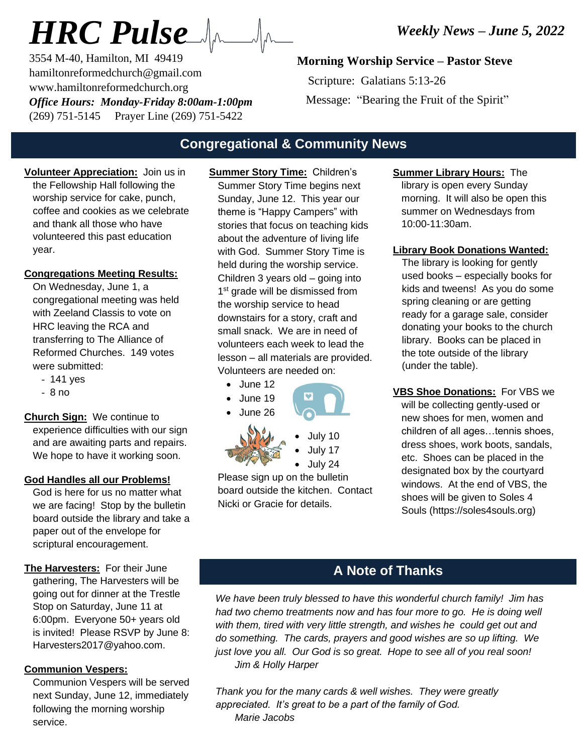# HRC Pulse

3554 M-40, Hamilton, MI 49419
hamiltonreformedchurch@gmail.com
www.hamiltonreformedchurch.org
***Office Hours: Monday-Friday 8:00am-1:00pm***
(269) 751-5145 Prayer Line (269) 751-5422

***Weekly News – June 5, 2022***

**Morning Worship Service – Pastor Steve**

Scripture: Galatians 5:13-26

Message: "Bearing the Fruit of the Spirit"

## Congregational & Community News

**Volunteer Appreciation:** Join us in the Fellowship Hall following the worship service for cake, punch, coffee and cookies as we celebrate and thank all those who have volunteered this past education year.

**Congregations Meeting Results:** On Wednesday, June 1, a congregational meeting was held with Zeeland Classis to vote on HRC leaving the RCA and transferring to The Alliance of Reformed Churches. 149 votes were submitted:

- 141 yes
- 8 no

**Church Sign:** We continue to experience difficulties with our sign and are awaiting parts and repairs. We hope to have it working soon.

**God Handles all our Problems!** God is here for us no matter what we are facing! Stop by the bulletin board outside the library and take a paper out of the envelope for scriptural encouragement.

**The Harvesters:** For their June gathering, The Harvesters will be going out for dinner at the Trestle Stop on Saturday, June 11 at 6:00pm. Everyone 50+ years old is invited! Please RSVP by June 8: Harvesters2017@yahoo.com.

**Communion Vespers:** Communion Vespers will be served next Sunday, June 12, immediately following the morning worship service.

**Summer Story Time:** Children's Summer Story Time begins next Sunday, June 12. This year our theme is "Happy Campers" with stories that focus on teaching kids about the adventure of living life with God. Summer Story Time is held during the worship service. Children 3 years old – going into 1st grade will be dismissed from the worship service to head downstairs for a story, craft and small snack. We are in need of volunteers each week to lead the lesson – all materials are provided. Volunteers are needed on:

- June 12
- June 19
- June 26
- July 10
- July 17
- July 24

Please sign up on the bulletin board outside the kitchen. Contact Nicki or Gracie for details.

**Summer Library Hours:** The library is open every Sunday morning. It will also be open this summer on Wednesdays from 10:00-11:30am.

**Library Book Donations Wanted:** The library is looking for gently used books – especially books for kids and tweens! As you do some spring cleaning or are getting ready for a garage sale, consider donating your books to the church library. Books can be placed in the tote outside of the library (under the table).

**VBS Shoe Donations:** For VBS we will be collecting gently-used or new shoes for men, women and children of all ages…tennis shoes, dress shoes, work boots, sandals, etc. Shoes can be placed in the designated box by the courtyard windows. At the end of VBS, the shoes will be given to Soles 4 Souls (https://soles4souls.org)

## A Note of Thanks

*We have been truly blessed to have this wonderful church family! Jim has had two chemo treatments now and has four more to go. He is doing well with them, tired with very little strength, and wishes he could get out and do something. The cards, prayers and good wishes are so up lifting. We just love you all. Our God is so great. Hope to see all of you real soon!*
*Jim & Holly Harper*

*Thank you for the many cards & well wishes. They were greatly appreciated. It's great to be a part of the family of God.*
*Marie Jacobs*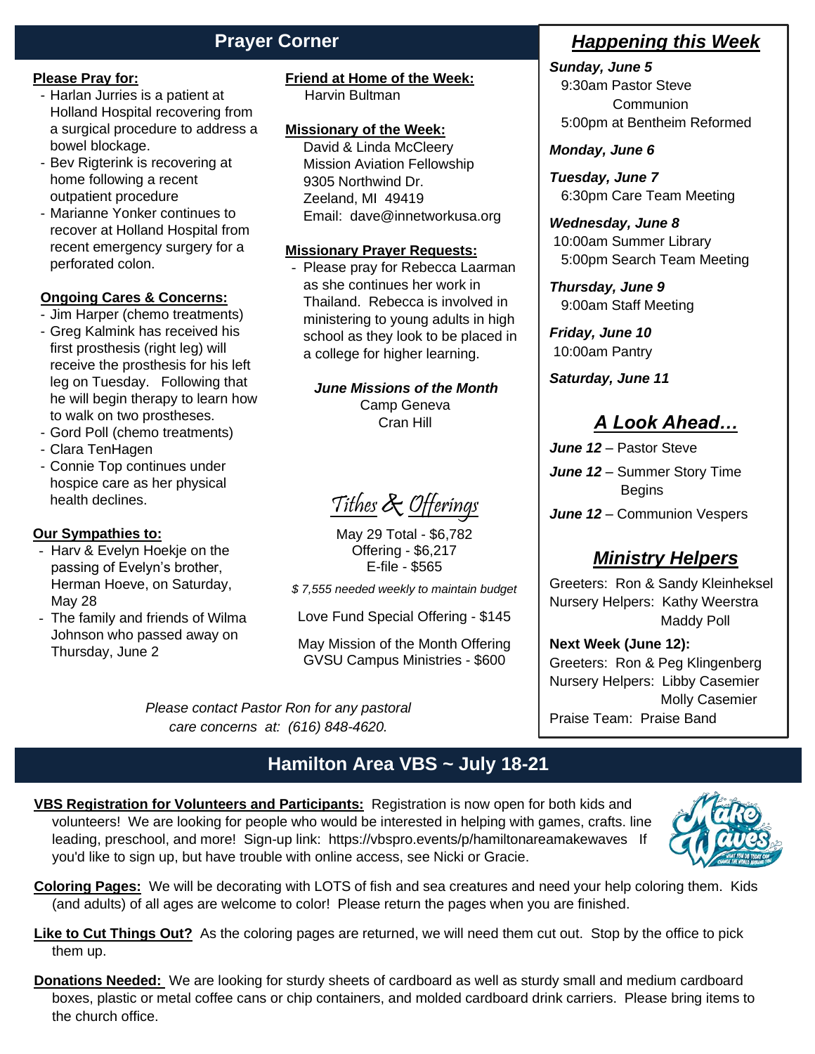## Prayer Corner

**Please Pray for:**

- Harlan Jurries is a patient at Holland Hospital recovering from a surgical procedure to address a bowel blockage.
- Bev Rigterink is recovering at home following a recent outpatient procedure
- Marianne Yonker continues to recover at Holland Hospital from recent emergency surgery for a perforated colon.

**Ongoing Cares & Concerns:**

- Jim Harper (chemo treatments)
- Greg Kalmink has received his first prosthesis (right leg) will receive the prosthesis for his left leg on Tuesday. Following that he will begin therapy to learn how to walk on two prostheses.
- Gord Poll (chemo treatments)
- Clara TenHagen
- Connie Top continues under hospice care as her physical health declines.

**Our Sympathies to:**

- Harv & Evelyn Hoekje on the passing of Evelyn's brother, Herman Hoeve, on Saturday, May 28
- The family and friends of Wilma Johnson who passed away on Thursday, June 2

**Friend at Home of the Week:**
Harvin Bultman

**Missionary of the Week:**
David & Linda McCleery
Mission Aviation Fellowship
9305 Northwind Dr.
Zeeland, MI 49419
Email: dave@innetworkusa.org

**Missionary Prayer Requests:**

- Please pray for Rebecca Laarman as she continues her work in Thailand. Rebecca is involved in ministering to young adults in high school as they look to be placed in a college for higher learning.

***June Missions of the Month***
Camp Geneva
Cran Hill

### Tithes & Offerings

May 29 Total - $6,782
Offering - $6,217
E-file - $565

*$ 7,555 needed weekly to maintain budget*

Love Fund Special Offering - $145

May Mission of the Month Offering
GVSU Campus Ministries - $600

*Please contact Pastor Ron for any pastoral care concerns at: (616) 848-4620.*

## *Happening this Week*

***Sunday, June 5***
9:30am Pastor Steve
Communion
5:00pm at Bentheim Reformed

***Monday, June 6***

***Tuesday, June 7***
6:30pm Care Team Meeting

***Wednesday, June 8***
10:00am Summer Library
5:00pm Search Team Meeting

***Thursday, June 9***
9:00am Staff Meeting

***Friday, June 10***
10:00am Pantry

***Saturday, June 11***

## *A Look Ahead…*

***June 12*** – Pastor Steve

***June 12*** – Summer Story Time Begins

***June 12*** – Communion Vespers

## *Ministry Helpers*

Greeters: Ron & Sandy Kleinheksel
Nursery Helpers: Kathy Weerstra
Maddy Poll

**Next Week (June 12):**
Greeters: Ron & Peg Klingenberg
Nursery Helpers: Libby Casemier
Molly Casemier
Praise Team: Praise Band

## Hamilton Area VBS ~ July 18-21

**VBS Registration for Volunteers and Participants:** Registration is now open for both kids and volunteers! We are looking for people who would be interested in helping with games, crafts. line leading, preschool, and more! Sign-up link: https://vbspro.events/p/hamiltonareamakewaves If you'd like to sign up, but have trouble with online access, see Nicki or Gracie.

**Coloring Pages:** We will be decorating with LOTS of fish and sea creatures and need your help coloring them. Kids (and adults) of all ages are welcome to color! Please return the pages when you are finished.

**Like to Cut Things Out?** As the coloring pages are returned, we will need them cut out. Stop by the office to pick them up.

**Donations Needed:** We are looking for sturdy sheets of cardboard as well as sturdy small and medium cardboard boxes, plastic or metal coffee cans or chip containers, and molded cardboard drink carriers. Please bring items to the church office.